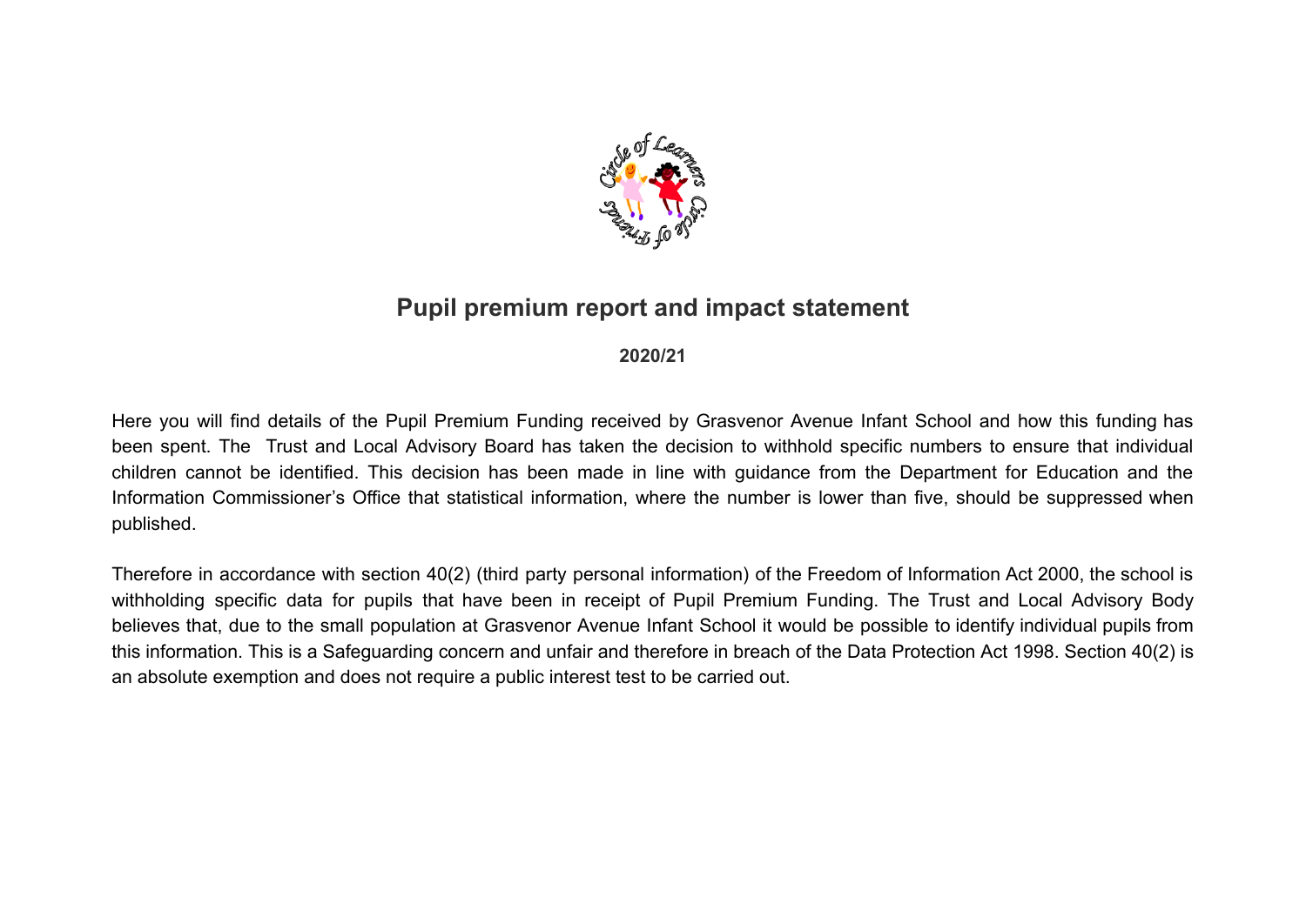# Pupil premium report and impact statement

**2020/21**

Here you will find details of the Pupil Premium Funding received by Grasvenor Avenue Infant School and how this funding has been spent. The Trust and Local Advisory Board has taken the decision to withhold specific numbers to ensure that individual children cannot be identified. This decision has been made in line with guidance from the Department for Education and the Information Commissioner's Office that statistical information, where the number is lower than five, should be suppressed when published.

Therefore in accordance with section 40(2) (third party personal information) of the Freedom of Information Act 2000, the school is withholding specific data for pupils that have been in receipt of Pupil Premium Funding. The Trust and Local Advisory Body believes that, due to the small population at Grasvenor Avenue Infant School it would be possible to identify individual pupils from this information. This is a Safeguarding concern and unfair and therefore in breach of the Data Protection Act 1998. Section 40(2) is an absolute exemption and does not require a public interest test to be carried out.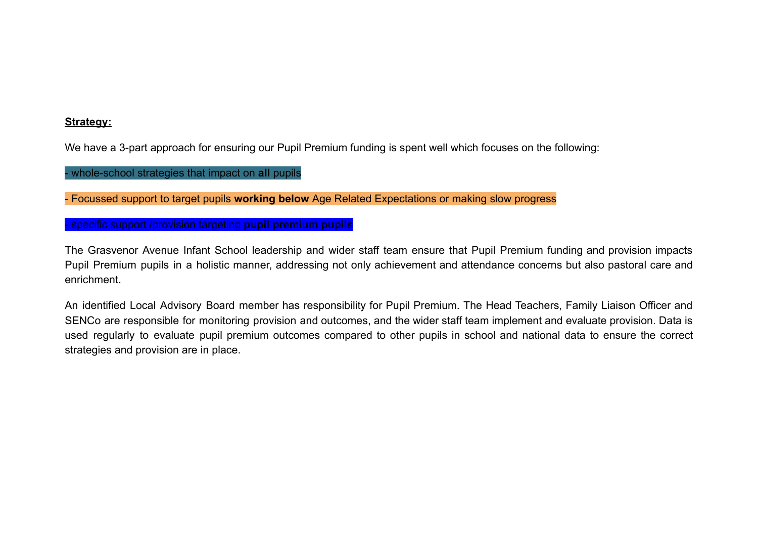**<u>Strategy:</u>**

We have a 3-part approach for ensuring our Pupil Premium funding is spent well which focuses on the following:

- whole-school strategies that impact on **all** pupils

- Focussed support to target pupils **working below** Age Related Expectations or making slow progress

- specific support /provision targeting **pupil premium pupils**

The Grasvenor Avenue Infant School leadership and wider staff team ensure that Pupil Premium funding and provision impacts Pupil Premium pupils in a holistic manner, addressing not only achievement and attendance concerns but also pastoral care and enrichment.

An identified Local Advisory Board member has responsibility for Pupil Premium. The Head Teachers, Family Liaison Officer and SENCo are responsible for monitoring provision and outcomes, and the wider staff team implement and evaluate provision. Data is used regularly to evaluate pupil premium outcomes compared to other pupils in school and national data to ensure the correct strategies and provision are in place.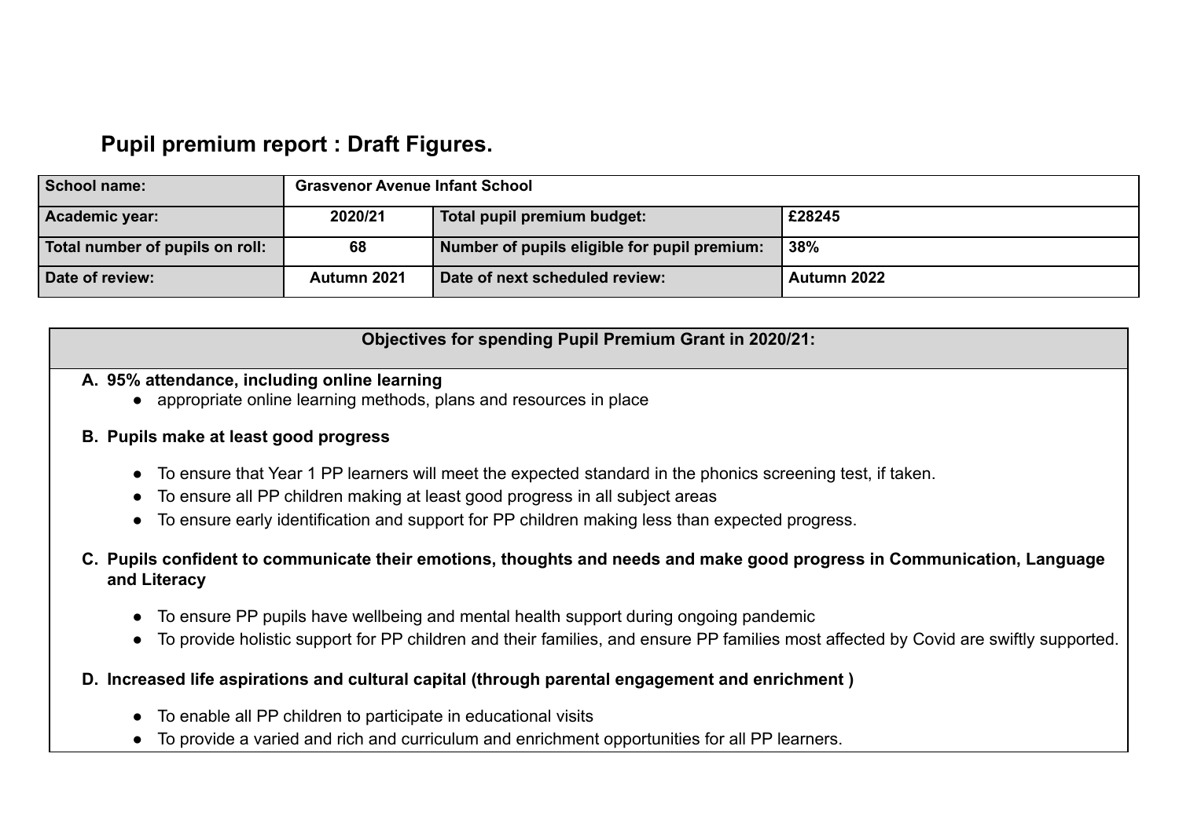## Pupil premium report : Draft Figures.

| | | | |
|---|---|---|---|
| **School name:** | **Grasvenor Avenue Infant School** | | |
| **Academic year:** | **2020/21** | **Total pupil premium budget:** | **£28245** |
| **Total number of pupils on roll:** | **68** | **Number of pupils eligible for pupil premium:** | **38%** |
| **Date of review:** | **Autumn 2021** | **Date of next scheduled review:** | **Autumn 2022** |

| **Objectives for spending Pupil Premium Grant in 2020/21:** |
|---|
| **A. 95% attendance, including online learning**<br>● appropriate online learning methods, plans and resources in place<br><br>**B. Pupils make at least good progress**<br>● To ensure that Year 1 PP learners will meet the expected standard in the phonics screening test, if taken.<br>● To ensure all PP children making at least good progress in all subject areas<br>● To ensure early identification and support for PP children making less than expected progress.<br><br>**C. Pupils confident to communicate their emotions, thoughts and needs and make good progress in Communication, Language and Literacy**<br>● To ensure PP pupils have wellbeing and mental health support during ongoing pandemic<br>● To provide holistic support for PP children and their families, and ensure PP families most affected by Covid are swiftly supported.<br><br>**D. Increased life aspirations and cultural capital (through parental engagement and enrichment )**<br>● To enable all PP children to participate in educational visits<br>● To provide a varied and rich and curriculum and enrichment opportunities for all PP learners. |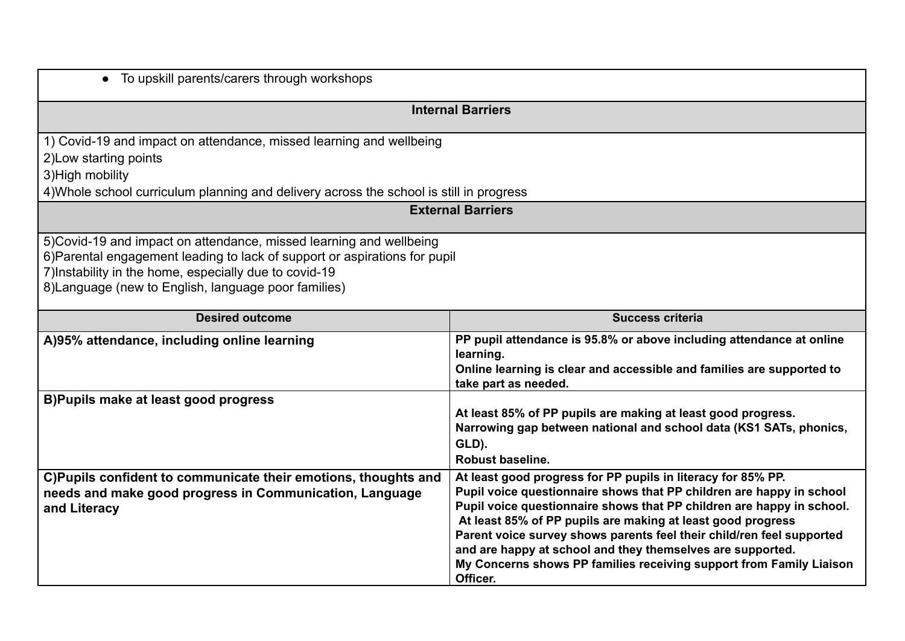- To upskill parents/carers through workshops

## Internal Barriers

1) Covid-19 and impact on attendance, missed learning and wellbeing
2)Low starting points
3)High mobility
4)Whole school curriculum planning and delivery across the school is still in progress

## External Barriers

5)Covid-19 and impact on attendance, missed learning and wellbeing
6)Parental engagement leading to lack of support or aspirations for pupil
7)Instability in the home, especially due to covid-19
8)Language (new to English, language poor families)

| Desired outcome | Success criteria |
|---|---|
| **A)95% attendance, including online learning** | **PP pupil attendance is 95.8% or above including attendance at online learning.**<br>**Online learning is clear and accessible and families are supported to take part as needed.** |
| **B)Pupils make at least good progress** | **At least 85% of PP pupils are making at least good progress.**<br>**Narrowing gap between national and school data (KS1 SATs, phonics, GLD).**<br>**Robust baseline.** |
| **C)Pupils confident to communicate their emotions, thoughts and needs and make good progress in Communication, Language and Literacy** | **At least good progress for PP pupils in literacy for 85% PP.**<br>**Pupil voice questionnaire shows that PP children are happy in school**<br>**Pupil voice questionnaire shows that PP children are happy in school.**<br>**At least 85% of PP pupils are making at least good progress**<br>**Parent voice survey shows parents feel their child/ren feel supported and are happy at school and they themselves are supported.**<br>**My Concerns shows PP families receiving support from Family Liaison Officer.** |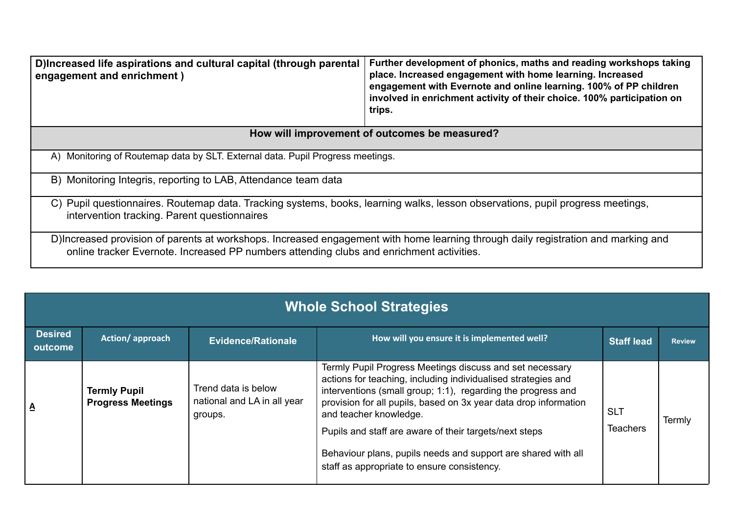| | |
|---|---|
| **D)Increased life aspirations and cultural capital (through parental engagement and enrichment )** | **Further development of phonics, maths and reading workshops taking place. Increased engagement with home learning. Increased engagement with Evernote and online learning. 100% of PP children involved in enrichment activity of their choice. 100% participation on trips.** |
| **How will improvement of outcomes be measured?** | |
| A) Monitoring of Routemap data by SLT. External data. Pupil Progress meetings. | |
| B) Monitoring Integris, reporting to LAB, Attendance team data | |
| C) Pupil questionnaires. Routemap data. Tracking systems, books, learning walks, lesson observations, pupil progress meetings, intervention tracking. Parent questionnaires | |
| D)Increased provision of parents at workshops. Increased engagement with home learning through daily registration and marking and online tracker Evernote. Increased PP numbers attending clubs and enrichment activities. | |

## Whole School Strategies

| Desired outcome | Action/ approach | Evidence/Rationale | How will you ensure it is implemented well? | Staff lead | Review |
|---|---|---|---|---|---|
| A | **Termly Pupil Progress Meetings** | Trend data is below national and LA in all year groups. | Termly Pupil Progress Meetings discuss and set necessary actions for teaching, including individualised strategies and interventions (small group; 1:1), regarding the progress and provision for all pupils, based on 3x year data drop information and teacher knowledge.<br><br>Pupils and staff are aware of their targets/next steps<br><br>Behaviour plans, pupils needs and support are shared with all staff as appropriate to ensure consistency. | SLT<br>Teachers | Termly |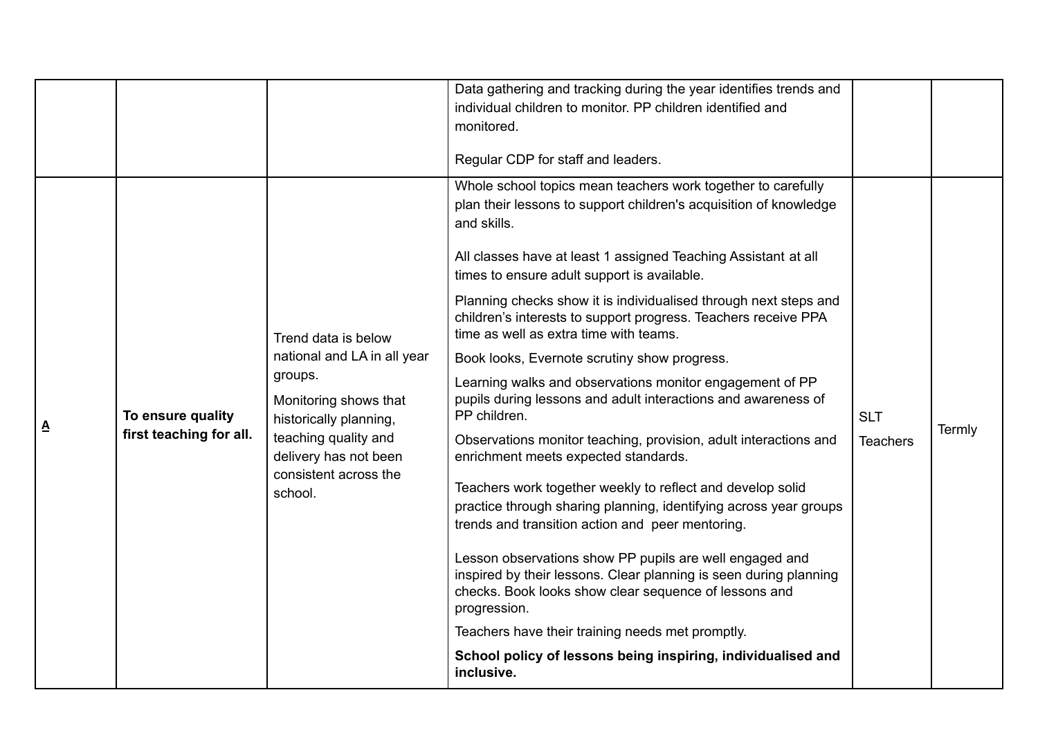| | | | | | |
|---|---|---|---|---|---|
| | | | Data gathering and tracking during the year identifies trends and individual children to monitor. PP children identified and monitored.<br><br>Regular CDP for staff and leaders. | | |
| **A** | **To ensure quality first teaching for all.** | Trend data is below national and LA in all year groups.<br><br>Monitoring shows that historically planning, teaching quality and delivery has not been consistent across the school. | Whole school topics mean teachers work together to carefully plan their lessons to support children's acquisition of knowledge and skills.<br><br>All classes have at least 1 assigned Teaching Assistant at all times to ensure adult support is available.<br><br>Planning checks show it is individualised through next steps and children's interests to support progress. Teachers receive PPA time as well as extra time with teams.<br><br>Book looks, Evernote scrutiny show progress.<br><br>Learning walks and observations monitor engagement of PP pupils during lessons and adult interactions and awareness of PP children.<br><br>Observations monitor teaching, provision, adult interactions and enrichment meets expected standards.<br><br>Teachers work together weekly to reflect and develop solid practice through sharing planning, identifying across year groups trends and transition action and peer mentoring.<br><br>Lesson observations show PP pupils are well engaged and inspired by their lessons. Clear planning is seen during planning checks. Book looks show clear sequence of lessons and progression.<br><br>Teachers have their training needs met promptly.<br><br>**School policy of lessons being inspiring, individualised and inclusive.** | SLT<br><br>Teachers | Termly |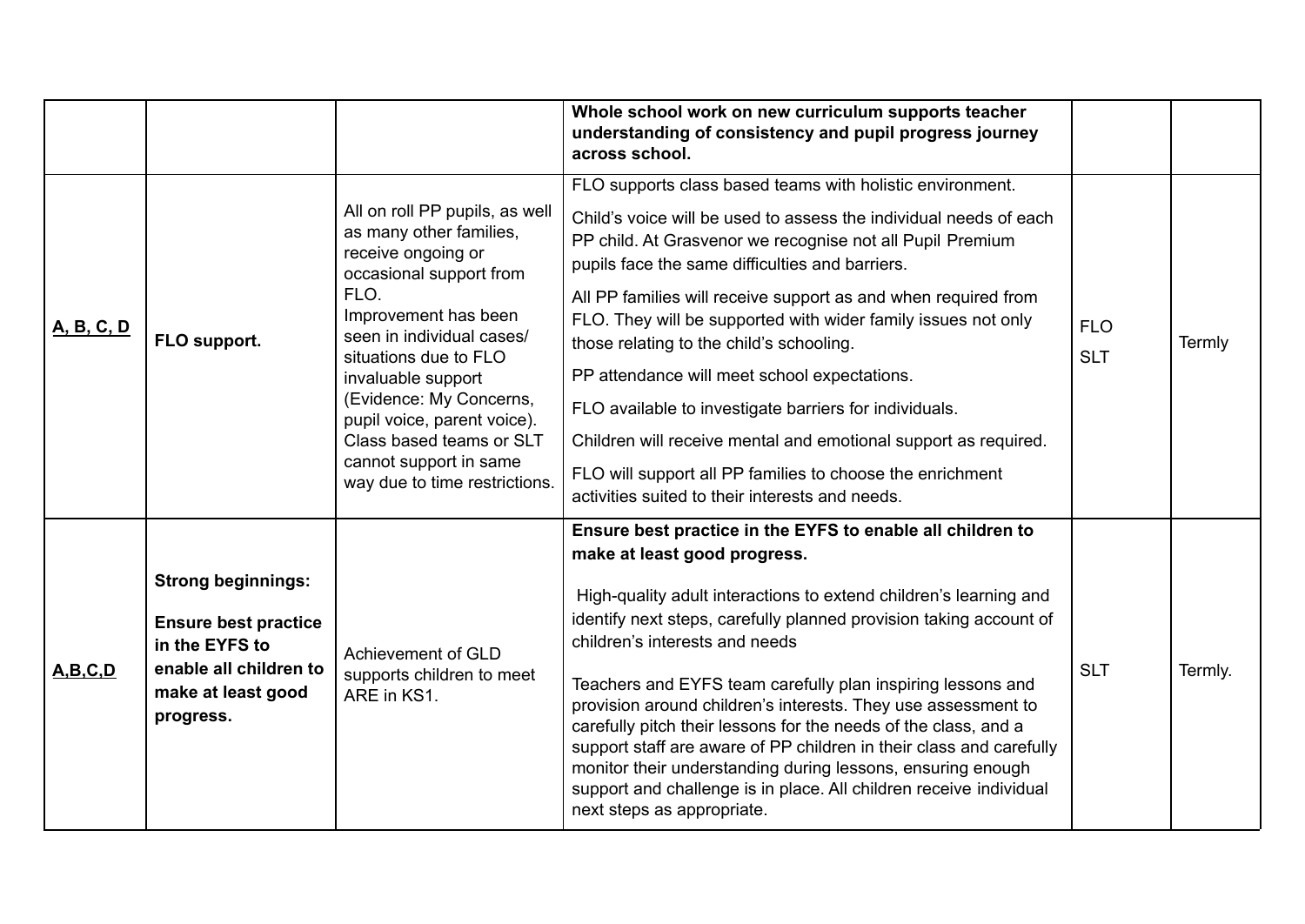| | | | | | |
|---|---|---|---|---|---|
| | | | **Whole school work on new curriculum supports teacher understanding of consistency and pupil progress journey across school.** | | |
| **A, B, C, D** | **FLO support.** | All on roll PP pupils, as well as many other families, receive ongoing or occasional support from FLO.<br>Improvement has been seen in individual cases/ situations due to FLO invaluable support (Evidence: My Concerns, pupil voice, parent voice). Class based teams or SLT cannot support in same way due to time restrictions. | FLO supports class based teams with holistic environment.<br>Child's voice will be used to assess the individual needs of each PP child. At Grasvenor we recognise not all Pupil Premium pupils face the same difficulties and barriers.<br>All PP families will receive support as and when required from FLO. They will be supported with wider family issues not only those relating to the child's schooling.<br>PP attendance will meet school expectations.<br>FLO available to investigate barriers for individuals.<br>Children will receive mental and emotional support as required.<br>FLO will support all PP families to choose the enrichment activities suited to their interests and needs. | FLO<br>SLT | Termly |
| **A,B,C,D** | **Strong beginnings:**<br>**Ensure best practice in the EYFS to enable all children to make at least good progress.** | Achievement of GLD supports children to meet ARE in KS1. | **Ensure best practice in the EYFS to enable all children to make at least good progress.**<br>High-quality adult interactions to extend children's learning and identify next steps, carefully planned provision taking account of children's interests and needs<br>Teachers and EYFS team carefully plan inspiring lessons and provision around children's interests. They use assessment to carefully pitch their lessons for the needs of the class, and a support staff are aware of PP children in their class and carefully monitor their understanding during lessons, ensuring enough support and challenge is in place. All children receive individual next steps as appropriate. | SLT | Termly. |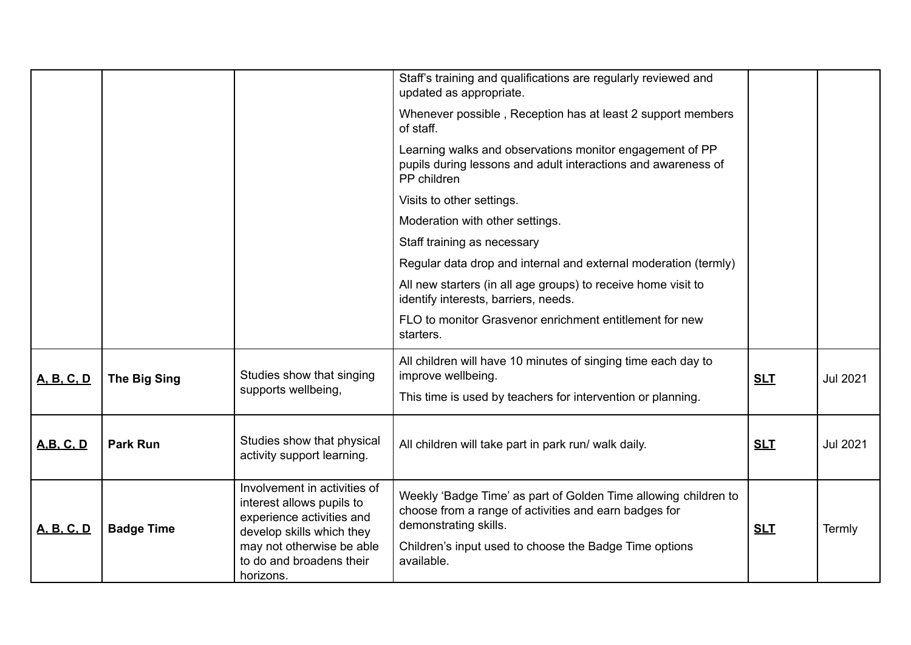| | | | | | |
|---|---|---|---|---|---|
| | | | Staff's training and qualifications are regularly reviewed and updated as appropriate.<br>Whenever possible , Reception has at least 2 support members of staff.<br>Learning walks and observations monitor engagement of PP pupils during lessons and adult interactions and awareness of PP children<br>Visits to other settings.<br>Moderation with other settings.<br>Staff training as necessary<br>Regular data drop and internal and external moderation (termly)<br>All new starters (in all age groups) to receive home visit to identify interests, barriers, needs.<br>FLO to monitor Grasvenor enrichment entitlement for new starters. | | |
| A, B, C, D | **The Big Sing** | Studies show that singing supports wellbeing, | All children will have 10 minutes of singing time each day to improve wellbeing.<br>This time is used by teachers for intervention or planning. | **SLT** | Jul 2021 |
| A,B, C, D | **Park Run** | Studies show that physical activity support learning. | All children will take part in park run/ walk daily. | **SLT** | Jul 2021 |
| A, B, C, D | **Badge Time** | Involvement in activities of interest allows pupils to experience activities and develop skills which they may not otherwise be able to do and broadens their horizons. | Weekly 'Badge Time' as part of Golden Time allowing children to choose from a range of activities and earn badges for demonstrating skills.<br>Children's input used to choose the Badge Time options available. | **SLT** | Termly |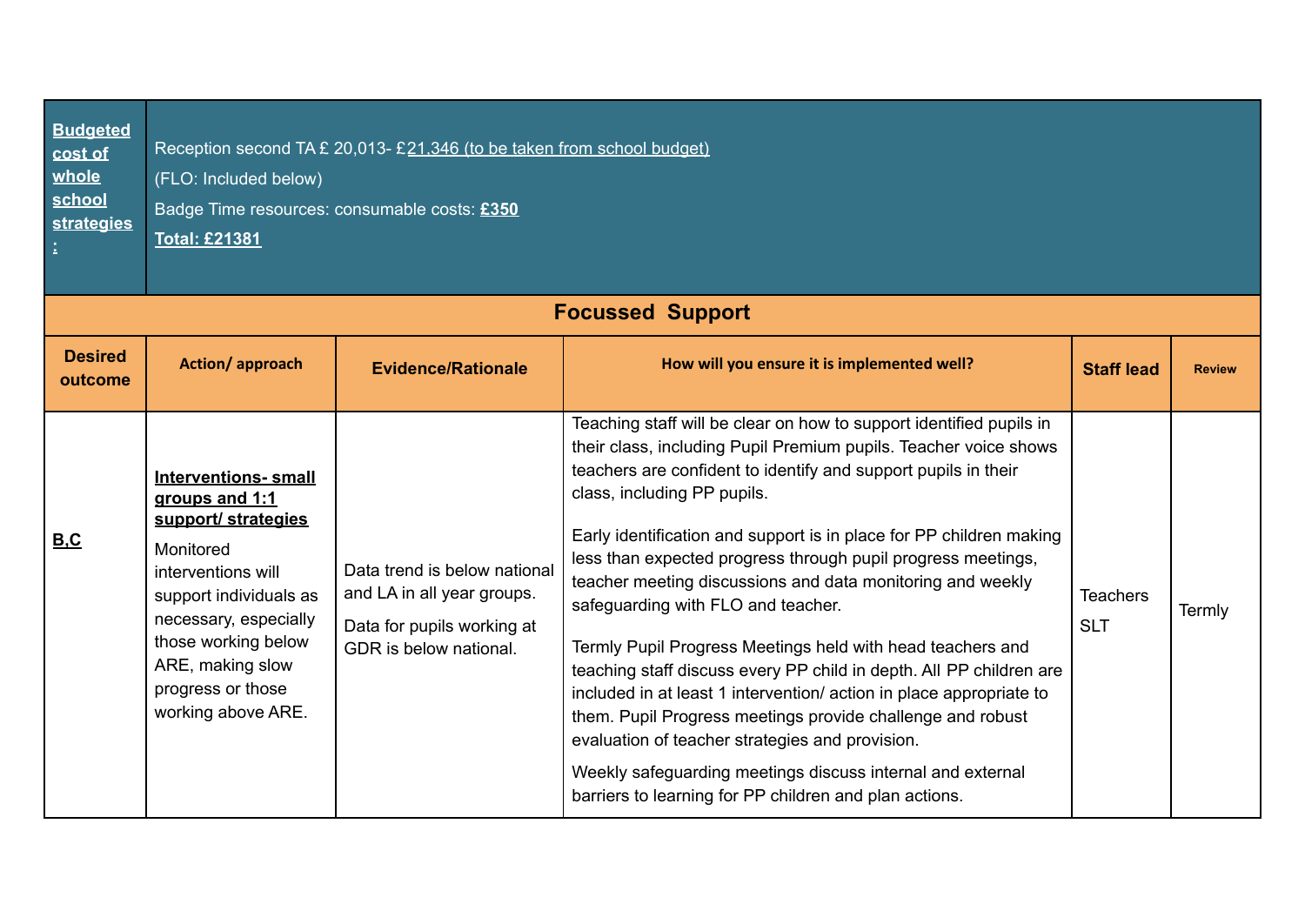| **Budgeted cost of whole school strategies:** | Reception second TA £ 20,013- £21,346 (to be taken from school budget)<br>(FLO: Included below)<br>Badge Time resources: consumable costs: **£350**<br>**Total: £21381** | | | | |
|---|---|---|---|---|---|
| **Focussed Support** | | | | | |
| **Desired outcome** | **Action/ approach** | **Evidence/Rationale** | **How will you ensure it is implemented well?** | **Staff lead** | **Review** |
| **B,C** | **Interventions- small groups and 1:1 support/ strategies**<br>Monitored interventions will support individuals as necessary, especially those working below ARE, making slow progress or those working above ARE. | Data trend is below national and LA in all year groups.<br>Data for pupils working at GDR is below national. | Teaching staff will be clear on how to support identified pupils in their class, including Pupil Premium pupils. Teacher voice shows teachers are confident to identify and support pupils in their class, including PP pupils.<br>Early identification and support is in place for PP children making less than expected progress through pupil progress meetings, teacher meeting discussions and data monitoring and weekly safeguarding with FLO and teacher.<br>Termly Pupil Progress Meetings held with head teachers and teaching staff discuss every PP child in depth. All PP children are included in at least 1 intervention/ action in place appropriate to them. Pupil Progress meetings provide challenge and robust evaluation of teacher strategies and provision.<br>Weekly safeguarding meetings discuss internal and external barriers to learning for PP children and plan actions. | Teachers<br>SLT | Termly |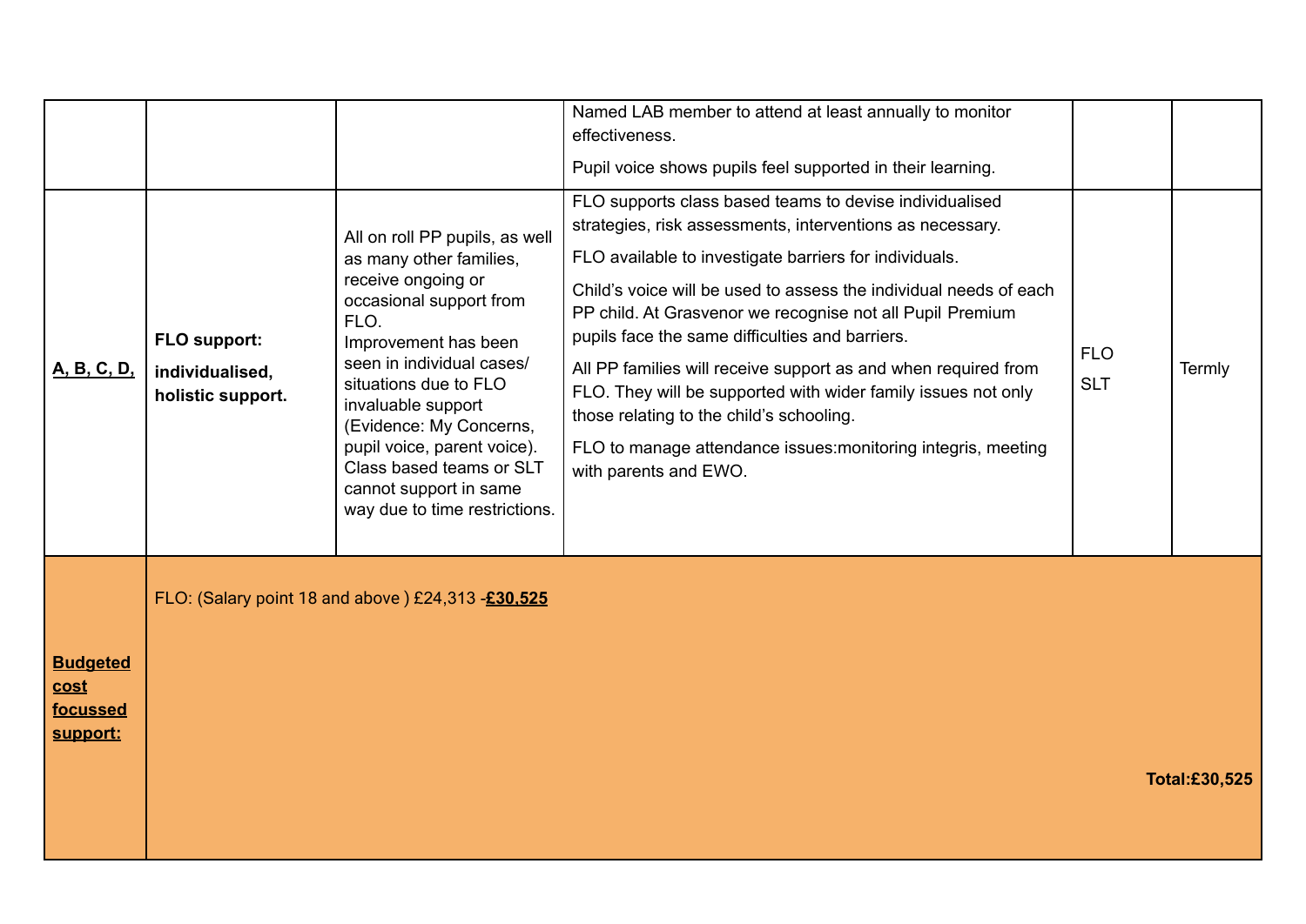| | | | | | |
|---|---|---|---|---|---|
| | | | Named LAB member to attend at least annually to monitor effectiveness.<br><br>Pupil voice shows pupils feel supported in their learning. | | |
| **A, B, C, D,** | **FLO support:**<br><br>**individualised, holistic support.** | All on roll PP pupils, as well as many other families, receive ongoing or occasional support from FLO.<br>Improvement has been seen in individual cases/ situations due to FLO invaluable support (Evidence: My Concerns, pupil voice, parent voice). Class based teams or SLT cannot support in same way due to time restrictions. | FLO supports class based teams to devise individualised strategies, risk assessments, interventions as necessary.<br><br>FLO available to investigate barriers for individuals.<br><br>Child's voice will be used to assess the individual needs of each PP child. At Grasvenor we recognise not all Pupil Premium pupils face the same difficulties and barriers.<br><br>All PP families will receive support as and when required from FLO. They will be supported with wider family issues not only those relating to the child's schooling.<br><br>FLO to manage attendance issues:monitoring integris, meeting with parents and EWO. | FLO<br><br>SLT | Termly |
| **Budgeted cost focussed support:** | FLO: (Salary point 18 and above ) £24,313 -**£30,525**<br><br>**Total:£30,525** | | | | |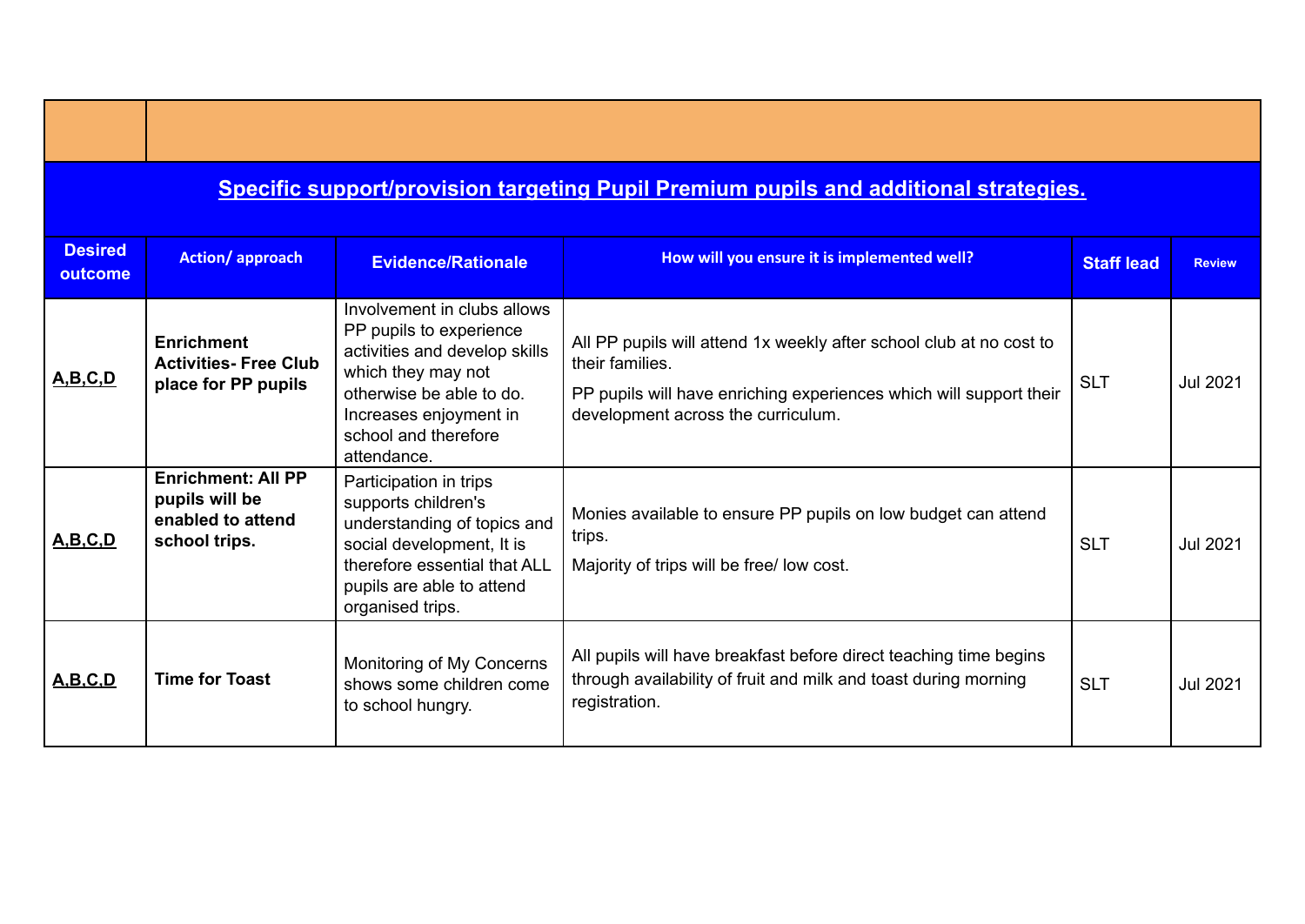## Specific support/provision targeting Pupil Premium pupils and additional strategies.

| Desired outcome | Action/ approach | Evidence/Rationale | How will you ensure it is implemented well? | Staff lead | Review |
|---|---|---|---|---|---|
| A,B,C,D | **Enrichment Activities- Free Club place for PP pupils** | Involvement in clubs allows PP pupils to experience activities and develop skills which they may not otherwise be able to do. Increases enjoyment in school and therefore attendance. | All PP pupils will attend 1x weekly after school club at no cost to their families.<br>PP pupils will have enriching experiences which will support their development across the curriculum. | SLT | Jul 2021 |
| A,B,C,D | **Enrichment: All PP pupils will be enabled to attend school trips.** | Participation in trips supports children's understanding of topics and social development, It is therefore essential that ALL pupils are able to attend organised trips. | Monies available to ensure PP pupils on low budget can attend trips.<br>Majority of trips will be free/ low cost. | SLT | Jul 2021 |
| A,B,C,D | **Time for Toast** | Monitoring of My Concerns shows some children come to school hungry. | All pupils will have breakfast before direct teaching time begins through availability of fruit and milk and toast during morning registration. | SLT | Jul 2021 |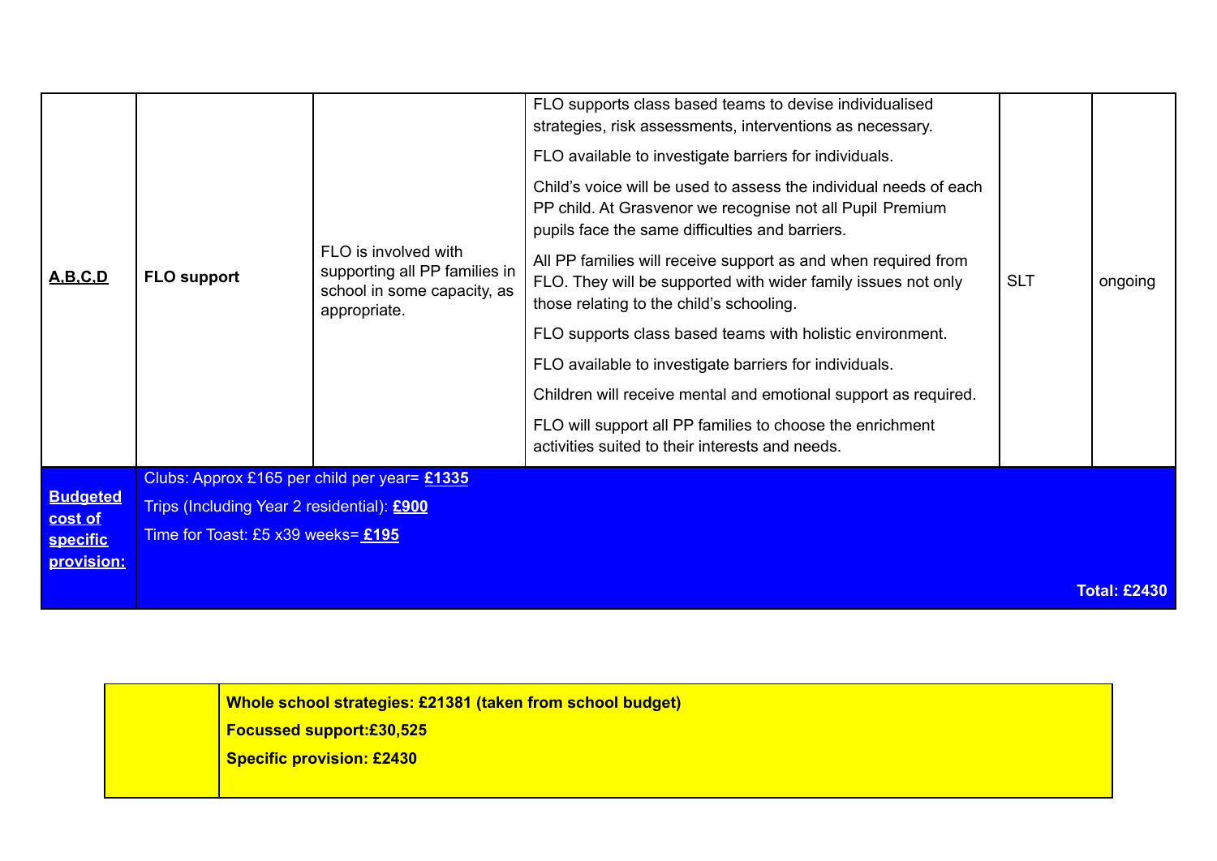| | | | | | |
|---|---|---|---|---|---|
| **A,B,C,D** | **FLO support** | FLO is involved with supporting all PP families in school in some capacity, as appropriate. | FLO supports class based teams to devise individualised strategies, risk assessments, interventions as necessary.<br><br>FLO available to investigate barriers for individuals.<br><br>Child's voice will be used to assess the individual needs of each PP child. At Grasvenor we recognise not all Pupil Premium pupils face the same difficulties and barriers.<br><br>All PP families will receive support as and when required from FLO. They will be supported with wider family issues not only those relating to the child's schooling.<br><br>FLO supports class based teams with holistic environment.<br><br>FLO available to investigate barriers for individuals.<br><br>Children will receive mental and emotional support as required.<br><br>FLO will support all PP families to choose the enrichment activities suited to their interests and needs. | SLT | ongoing |
| **Budgeted cost of specific provision:** | Clubs: Approx £165 per child per year= **£1335**<br><br>Trips (Including Year 2 residential): **£900**<br><br>Time for Toast: £5 x39 weeks= **£195**<br><br>**Total: £2430** | | | | |

| | |
|---|---|
| | **Whole school strategies: £21381 (taken from school budget)**<br><br>**Focussed support:£30,525**<br><br>**Specific provision: £2430** |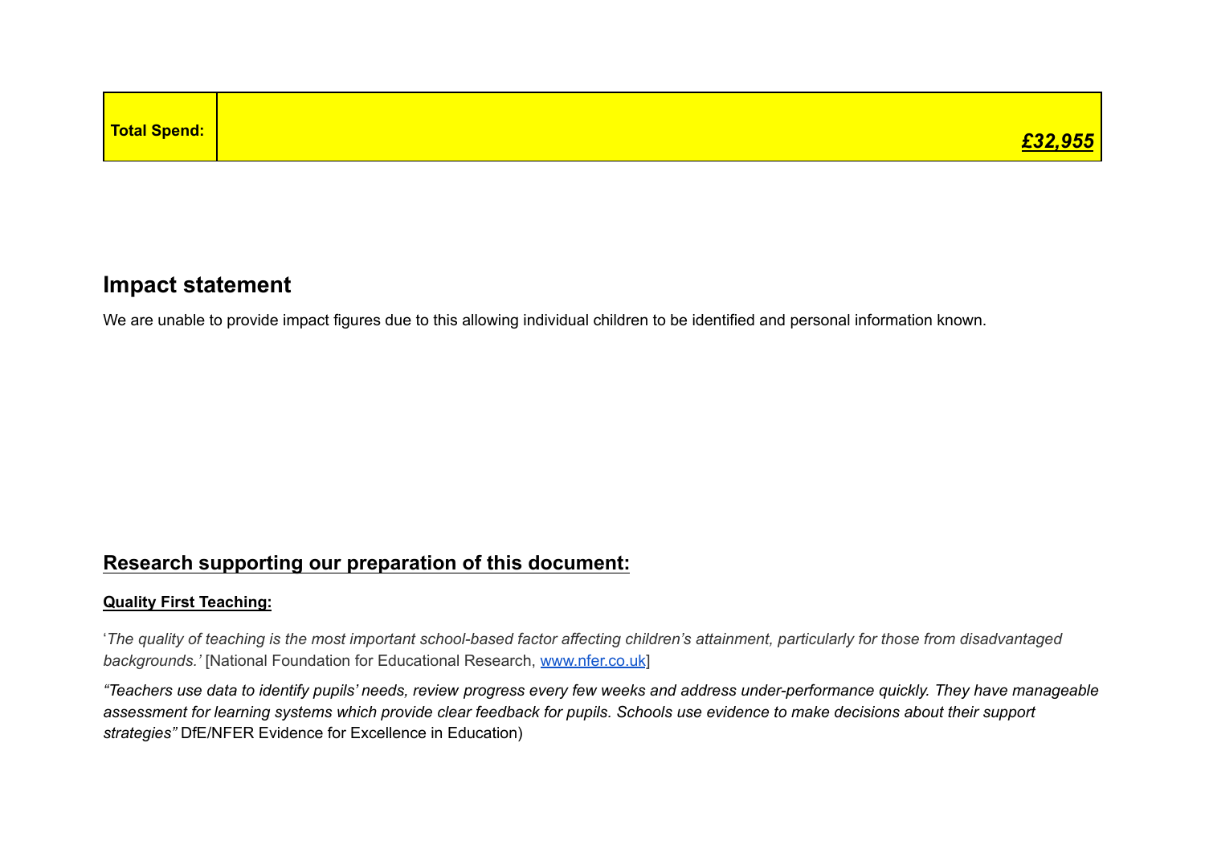| | |
|---|---|
| **Total Spend:** | ***£32,955*** |

## Impact statement

We are unable to provide impact figures due to this allowing individual children to be identified and personal information known.

## Research supporting our preparation of this document:

### Quality First Teaching:

'*The quality of teaching is the most important school-based factor affecting children's attainment, particularly for those from disadvantaged backgrounds.'* [National Foundation for Educational Research, www.nfer.co.uk]

*"Teachers use data to identify pupils' needs, review progress every few weeks and address under-performance quickly. They have manageable assessment for learning systems which provide clear feedback for pupils. Schools use evidence to make decisions about their support strategies"* DfE/NFER Evidence for Excellence in Education)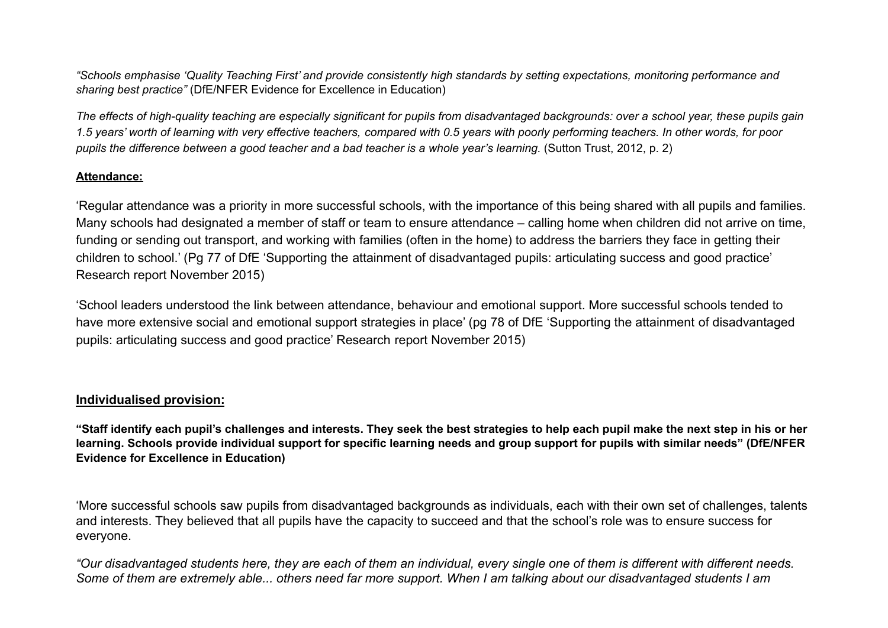*"Schools emphasise 'Quality Teaching First' and provide consistently high standards by setting expectations, monitoring performance and sharing best practice"* (DfE/NFER Evidence for Excellence in Education)

*The effects of high-quality teaching are especially significant for pupils from disadvantaged backgrounds: over a school year, these pupils gain 1.5 years' worth of learning with very effective teachers, compared with 0.5 years with poorly performing teachers. In other words, for poor pupils the difference between a good teacher and a bad teacher is a whole year's learning.* (Sutton Trust, 2012, p. 2)

**Attendance:**

'Regular attendance was a priority in more successful schools, with the importance of this being shared with all pupils and families. Many schools had designated a member of staff or team to ensure attendance – calling home when children did not arrive on time, funding or sending out transport, and working with families (often in the home) to address the barriers they face in getting their children to school.' (Pg 77 of DfE 'Supporting the attainment of disadvantaged pupils: articulating success and good practice' Research report November 2015)

'School leaders understood the link between attendance, behaviour and emotional support. More successful schools tended to have more extensive social and emotional support strategies in place' (pg 78 of DfE 'Supporting the attainment of disadvantaged pupils: articulating success and good practice' Research report November 2015)

**Individualised provision:**

**"Staff identify each pupil's challenges and interests. They seek the best strategies to help each pupil make the next step in his or her learning. Schools provide individual support for specific learning needs and group support for pupils with similar needs" (DfE/NFER Evidence for Excellence in Education)**

'More successful schools saw pupils from disadvantaged backgrounds as individuals, each with their own set of challenges, talents and interests. They believed that all pupils have the capacity to succeed and that the school's role was to ensure success for everyone.

*"Our disadvantaged students here, they are each of them an individual, every single one of them is different with different needs. Some of them are extremely able... others need far more support. When I am talking about our disadvantaged students I am*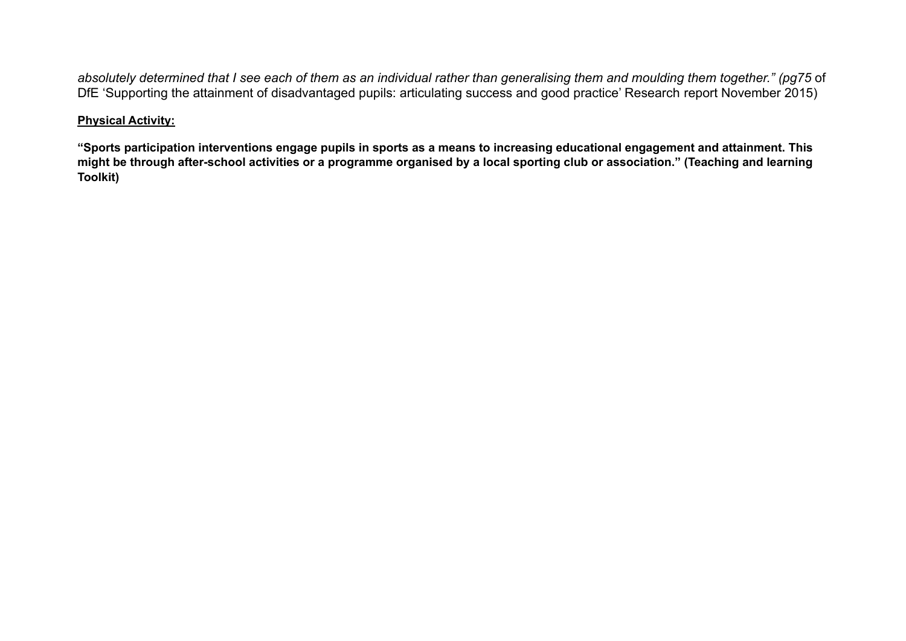*absolutely determined that I see each of them as an individual rather than generalising them and moulding them together." (pg75* of DfE 'Supporting the attainment of disadvantaged pupils: articulating success and good practice' Research report November 2015)

**Physical Activity:**

**"Sports participation interventions engage pupils in sports as a means to increasing educational engagement and attainment. This might be through after-school activities or a programme organised by a local sporting club or association." (Teaching and learning Toolkit)**